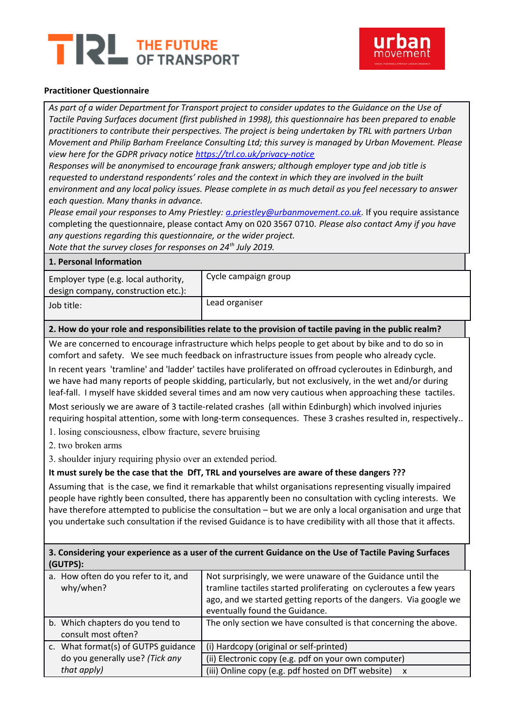**Practitioner Questionnaire**

*As part of a wider Department for Transport project to consider updates to the Guidance on the Use of Tactile Paving Surfaces document (first published in 1998), this questionnaire has been prepared to enable practitioners to contribute their perspectives. The project is being undertaken by TRL with partners Urban Movement and Philip Barham Freelance Consulting Ltd; this survey is managed by Urban Movement. Please view here for the GDPR privacy notice [https://trl.co.uk/privacy-notice](https://trl.co.uk/privacy-notice)*

*Responses will be anonymised to encourage frank answers; although employer type and job title is requested to understand respondents' roles and the context in which they are involved in the built environment and any local policy issues. Please complete in as much detail as you feel necessary to answer each question. Many thanks in advance.*

*Please email your responses to Amy Priestley: [a.priestley@urbanmovement.co.uk](mailto:a.priestley@urbanmovement.co.uk).* If you require assistance completing the questionnaire, please contact Amy on 020 3567 0710. *Please also contact Amy if you have any questions regarding this questionnaire, or the wider project.*

*Note that the survey closes for responses on 24th July 2019.*

## 1. Personal Information

| | |
|---|---|
| Employer type (e.g. local authority, design company, construction etc.): | Cycle campaign group |
| Job title: | Lead organiser |

## 2. How do your role and responsibilities relate to the provision of tactile paving in the public realm?

We are concerned to encourage infrastructure which helps people to get about by bike and to do so in comfort and safety. We see much feedback on infrastructure issues from people who already cycle.

In recent years 'tramline' and 'ladder' tactiles have proliferated on offroad cycleroutes in Edinburgh, and we have had many reports of people skidding, particularly, but not exclusively, in the wet and/or during leaf-fall. I myself have skidded several times and am now very cautious when approaching these tactiles.

Most seriously we are aware of 3 tactile-related crashes (all within Edinburgh) which involved injuries requiring hospital attention, some with long-term consequences. These 3 crashes resulted in, respectively..

1. losing consciousness, elbow fracture, severe bruising
2. two broken arms
3. shoulder injury requiring physio over an extended period.

**It must surely be the case that the DfT, TRL and yourselves are aware of these dangers ???**

Assuming that is the case, we find it remarkable that whilst organisations representing visually impaired people have rightly been consulted, there has apparently been no consultation with cycling interests. We have therefore attempted to publicise the consultation – but we are only a local organisation and urge that you undertake such consultation if the revised Guidance is to have credibility with all those that it affects.

## 3. Considering your experience as a user of the current Guidance on the Use of Tactile Paving Surfaces (GUTPS):

| | |
|---|---|
| a. How often do you refer to it, and why/when? | Not surprisingly, we were unaware of the Guidance until the tramline tactiles started proliferating on cycleroutes a few years ago, and we started getting reports of the dangers. Via google we eventually found the Guidance. |
| b. Which chapters do you tend to consult most often? | The only section we have consulted is that concerning the above. |
| c. What format(s) of GUTPS guidance do you generally use? *(Tick any that apply)* | (i) Hardcopy (original or self-printed) |
| | (ii) Electronic copy (e.g. pdf on your own computer) |
| | (iii) Online copy (e.g. pdf hosted on DfT website) x |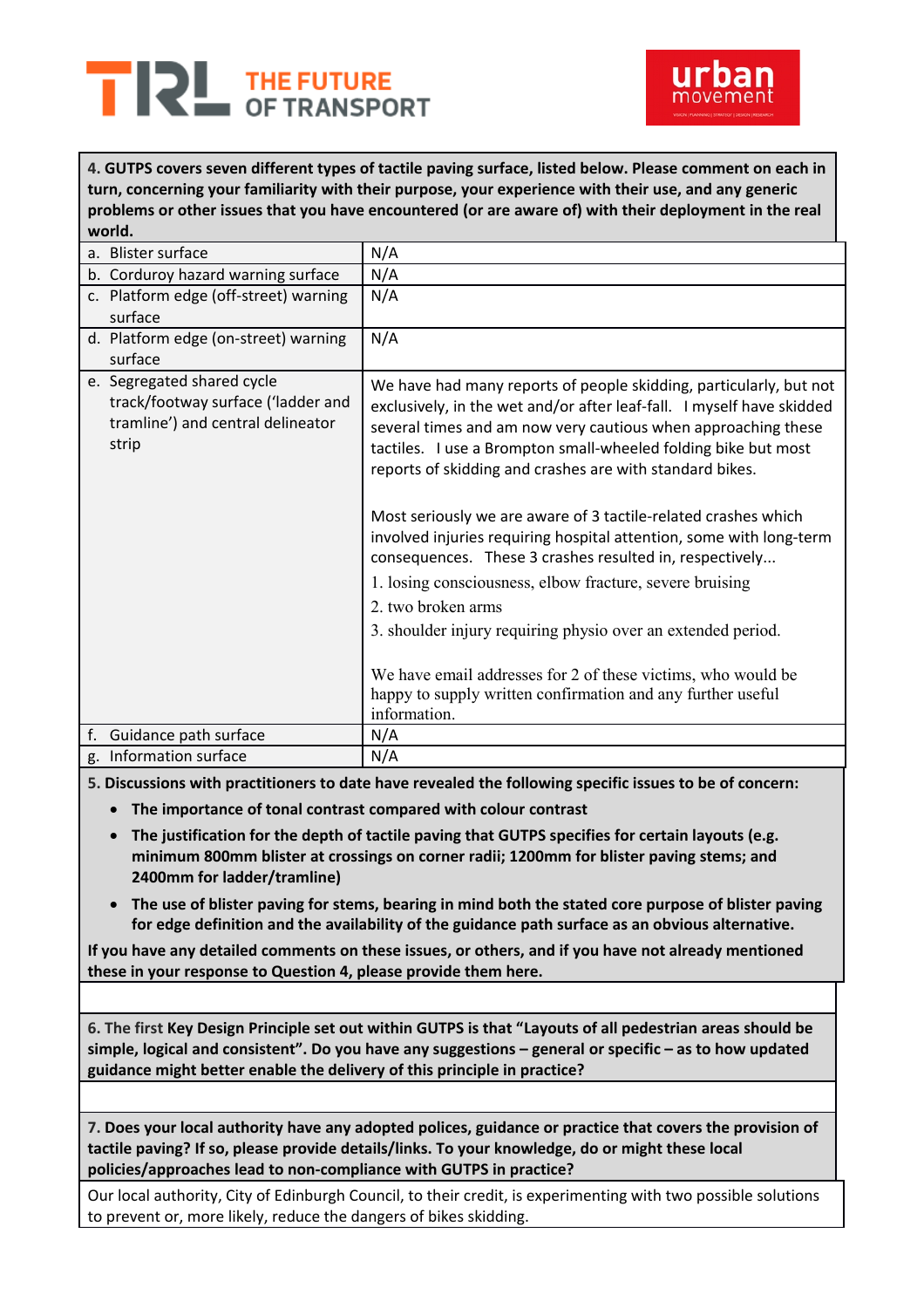**4. GUTPS covers seven different types of tactile paving surface, listed below. Please comment on each in turn, concerning your familiarity with their purpose, your experience with their use, and any generic problems or other issues that you have encountered (or are aware of) with their deployment in the real world.**

| | |
|---|---|
| a. Blister surface | N/A |
| b. Corduroy hazard warning surface | N/A |
| c. Platform edge (off-street) warning surface | N/A |
| d. Platform edge (on-street) warning surface | N/A |
| e. Segregated shared cycle track/footway surface ('ladder and tramline') and central delineator strip | We have had many reports of people skidding, particularly, but not exclusively, in the wet and/or after leaf-fall. I myself have skidded several times and am now very cautious when approaching these tactiles. I use a Brompton small-wheeled folding bike but most reports of skidding and crashes are with standard bikes.<br><br>Most seriously we are aware of 3 tactile-related crashes which involved injuries requiring hospital attention, some with long-term consequences. These 3 crashes resulted in, respectively...<br>1. losing consciousness, elbow fracture, severe bruising<br>2. two broken arms<br>3. shoulder injury requiring physio over an extended period.<br><br>We have email addresses for 2 of these victims, who would be happy to supply written confirmation and any further useful information. |
| f. Guidance path surface | N/A |
| g. Information surface | N/A |

**5. Discussions with practitioners to date have revealed the following specific issues to be of concern:**

- **The importance of tonal contrast compared with colour contrast**
- **The justification for the depth of tactile paving that GUTPS specifies for certain layouts (e.g. minimum 800mm blister at crossings on corner radii; 1200mm for blister paving stems; and 2400mm for ladder/tramline)**
- **The use of blister paving for stems, bearing in mind both the stated core purpose of blister paving for edge definition and the availability of the guidance path surface as an obvious alternative.**

**If you have any detailed comments on these issues, or others, and if you have not already mentioned these in your response to Question 4, please provide them here.**

**6. The first Key Design Principle set out within GUTPS is that "Layouts of all pedestrian areas should be simple, logical and consistent". Do you have any suggestions – general or specific – as to how updated guidance might better enable the delivery of this principle in practice?**

**7. Does your local authority have any adopted polices, guidance or practice that covers the provision of tactile paving? If so, please provide details/links. To your knowledge, do or might these local policies/approaches lead to non-compliance with GUTPS in practice?**

Our local authority, City of Edinburgh Council, to their credit, is experimenting with two possible solutions to prevent or, more likely, reduce the dangers of bikes skidding.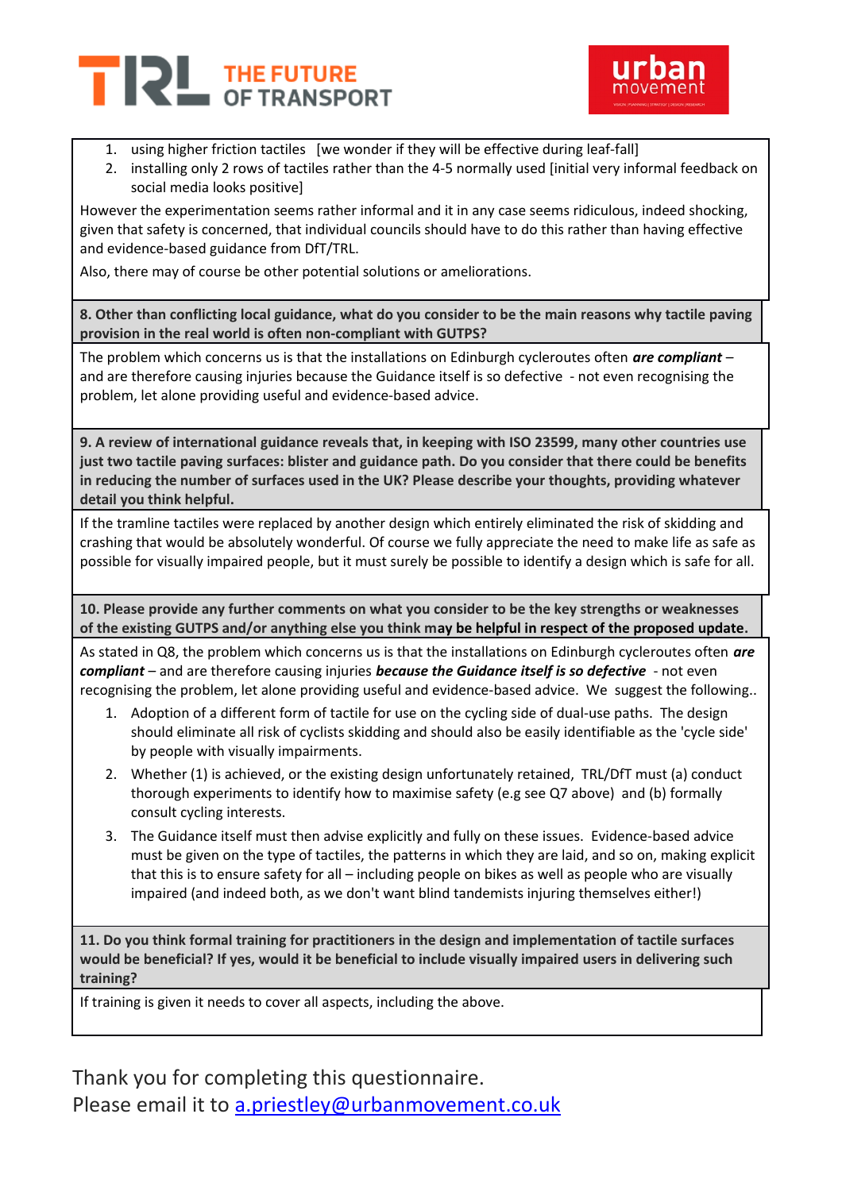1. using higher friction tactiles [we wonder if they will be effective during leaf-fall]
2. installing only 2 rows of tactiles rather than the 4-5 normally used [initial very informal feedback on social media looks positive]

However the experimentation seems rather informal and it in any case seems ridiculous, indeed shocking, given that safety is concerned, that individual councils should have to do this rather than having effective and evidence-based guidance from DfT/TRL.

Also, there may of course be other potential solutions or ameliorations.

**8. Other than conflicting local guidance, what do you consider to be the main reasons why tactile paving provision in the real world is often non-compliant with GUTPS?**

The problem which concerns us is that the installations on Edinburgh cycleroutes often ***are compliant*** – and are therefore causing injuries because the Guidance itself is so defective - not even recognising the problem, let alone providing useful and evidence-based advice.

**9. A review of international guidance reveals that, in keeping with ISO 23599, many other countries use just two tactile paving surfaces: blister and guidance path. Do you consider that there could be benefits in reducing the number of surfaces used in the UK? Please describe your thoughts, providing whatever detail you think helpful.**

If the tramline tactiles were replaced by another design which entirely eliminated the risk of skidding and crashing that would be absolutely wonderful. Of course we fully appreciate the need to make life as safe as possible for visually impaired people, but it must surely be possible to identify a design which is safe for all.

**10. Please provide any further comments on what you consider to be the key strengths or weaknesses of the existing GUTPS and/or anything else you think may be helpful in respect of the proposed update.**

As stated in Q8, the problem which concerns us is that the installations on Edinburgh cycleroutes often ***are compliant*** – and are therefore causing injuries ***because the Guidance itself is so defective*** - not even recognising the problem, let alone providing useful and evidence-based advice. We suggest the following..

1. Adoption of a different form of tactile for use on the cycling side of dual-use paths. The design should eliminate all risk of cyclists skidding and should also be easily identifiable as the 'cycle side' by people with visually impairments.
2. Whether (1) is achieved, or the existing design unfortunately retained, TRL/DfT must (a) conduct thorough experiments to identify how to maximise safety (e.g see Q7 above) and (b) formally consult cycling interests.
3. The Guidance itself must then advise explicitly and fully on these issues. Evidence-based advice must be given on the type of tactiles, the patterns in which they are laid, and so on, making explicit that this is to ensure safety for all – including people on bikes as well as people who are visually impaired (and indeed both, as we don't want blind tandemists injuring themselves either!)

**11. Do you think formal training for practitioners in the design and implementation of tactile surfaces would be beneficial? If yes, would it be beneficial to include visually impaired users in delivering such training?**

If training is given it needs to cover all aspects, including the above.

Thank you for completing this questionnaire.
Please email it to a.priestley@urbanmovement.co.uk